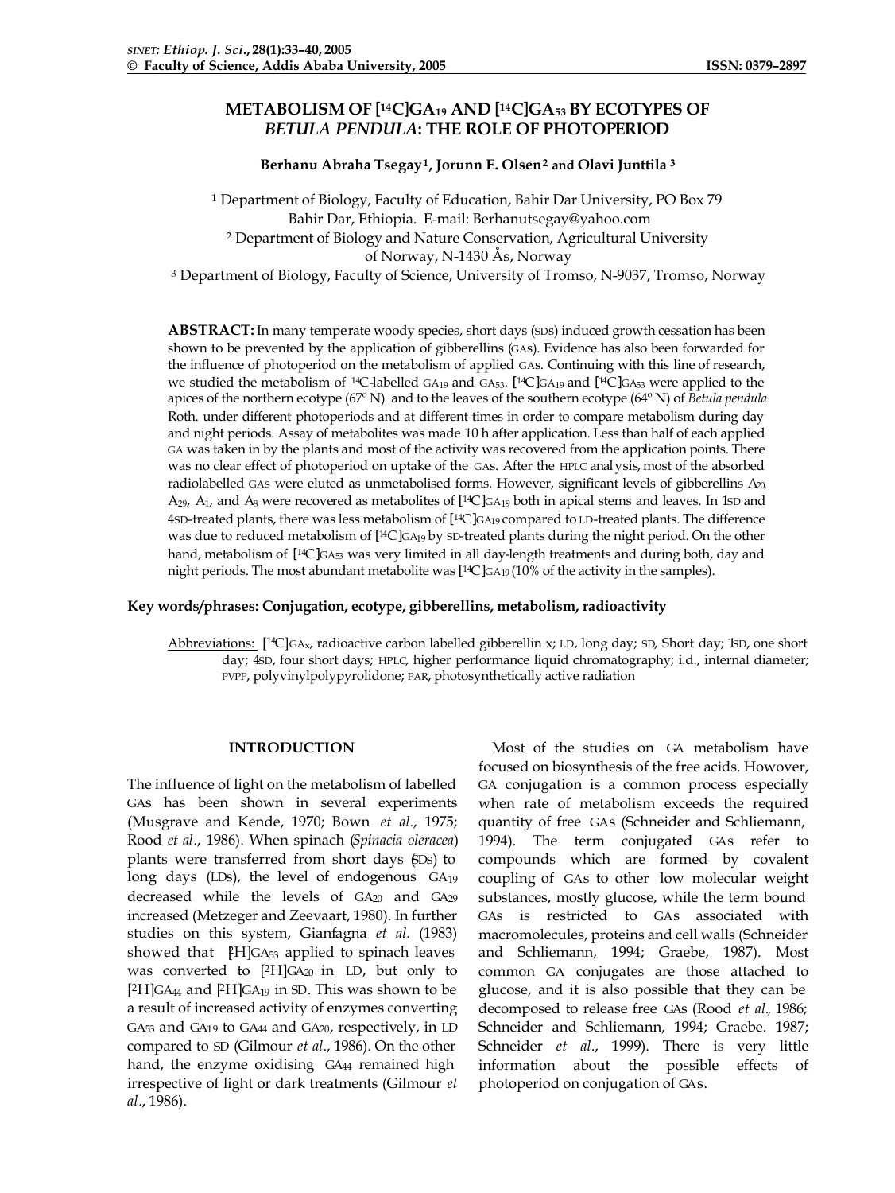# METABOLISM OF $[^{14}C]GA_{19}$ AND $[^{14}C]GA_{53}$ BY ECOTYPES OF *BETULA PENDULA*: THE ROLE OF PHOTOPERIOD

**Berhanu Abraha Tsegay[1], Jorunn E. Olsen[2] and Olavi Junttila[3]**

[1] Department of Biology, Faculty of Education, Bahir Dar University, PO Box 79 Bahir Dar, Ethiopia. E-mail: Berhanutsegay@yahoo.com

[2] Department of Biology and Nature Conservation, Agricultural University of Norway, N-1430 Ås, Norway

[3] Department of Biology, Faculty of Science, University of Tromso, N-9037, Tromso, Norway

**ABSTRACT:** In many temperate woody species, short days (SDs) induced growth cessation has been shown to be prevented by the application of gibberellins (GAs). Evidence has also been forwarded for the influence of photoperiod on the metabolism of applied GAs. Continuing with this line of research, we studied the metabolism of $^{14}C$-labelled $GA_{19}$ and $GA_{53}$. $[^{14}C]GA_{19}$ and $[^{14}C]GA_{53}$ were applied to the apices of the northern ecotype (67° N) and to the leaves of the southern ecotype (64° N) of *Betula pendula* Roth. under different photoperiods and at different times in order to compare metabolism during day and night periods. Assay of metabolites was made 10 h after application. Less than half of each applied GA was taken in by the plants and most of the activity was recovered from the application points. There was no clear effect of photoperiod on uptake of the GAs. After the HPLC analysis, most of the absorbed radiolabelled GAs were eluted as unmetabolised forms. However, significant levels of gibberellins $A_{20}$, $A_{29}$, $A_1$, and $A_8$ were recovered as metabolites of $[^{14}C]GA_{19}$ both in apical stems and leaves. In 1SD and 4SD-treated plants, there was less metabolism of $[^{14}C]GA_{19}$ compared to LD-treated plants. The difference was due to reduced metabolism of $[^{14}C]GA_{19}$ by SD-treated plants during the night period. On the other hand, metabolism of $[^{14}C]GA_{53}$ was very limited in all day-length treatments and during both, day and night periods. The most abundant metabolite was $[^{14}C]GA_{19}$ (10% of the activity in the samples).

**Key words/phrases: Conjugation, ecotype, gibberellins, metabolism, radioactivity**

Abbreviations: $[^{14}C]GA_x$, radioactive carbon labelled gibberellin x; LD, long day; SD, Short day; 1SD, one short day; 4SD, four short days; HPLC, higher performance liquid chromatography; i.d., internal diameter; PVPP, polyvinylpolypyrolidone; PAR, photosynthetically active radiation

## INTRODUCTION

The influence of light on the metabolism of labelled GAs has been shown in several experiments (Musgrave and Kende, 1970; Bown *et al*., 1975; Rood *et al*., 1986). When spinach (*Spinacia oleracea*) plants were transferred from short days (SDs) to long days (LDs), the level of endogenous $GA_{19}$ decreased while the levels of $GA_{20}$ and $GA_{29}$ increased (Metzeger and Zeevaart, 1980). In further studies on this system, Gianfagna *et al*. (1983) showed that $[^2H]GA_{53}$ applied to spinach leaves was converted to $[^2H]GA_{20}$ in LD, but only to $[^2H]GA_{44}$ and $[^2H]GA_{19}$ in SD. This was shown to be a result of increased activity of enzymes converting $GA_{53}$ and $GA_{19}$ to $GA_{44}$ and $GA_{20}$, respectively, in LD compared to SD (Gilmour *et al*., 1986). On the other hand, the enzyme oxidising $GA_{44}$ remained high irrespective of light or dark treatments (Gilmour *et al*., 1986).

Most of the studies on GA metabolism have focused on biosynthesis of the free acids. However, GA conjugation is a common process especially when rate of metabolism exceeds the required quantity of free GAs (Schneider and Schliemann, 1994). The term conjugated GAs refer to compounds which are formed by covalent coupling of GAs to other low molecular weight substances, mostly glucose, while the term bound GAs is restricted to GAs associated with macromolecules, proteins and cell walls (Schneider and Schliemann, 1994; Graebe, 1987). Most common GA conjugates are those attached to glucose, and it is also possible that they can be decomposed to release free GAs (Rood *et al*., 1986; Schneider and Schliemann, 1994; Graebe. 1987; Schneider *et al*., 1999). There is very little information about the possible effects of photoperiod on conjugation of GAs.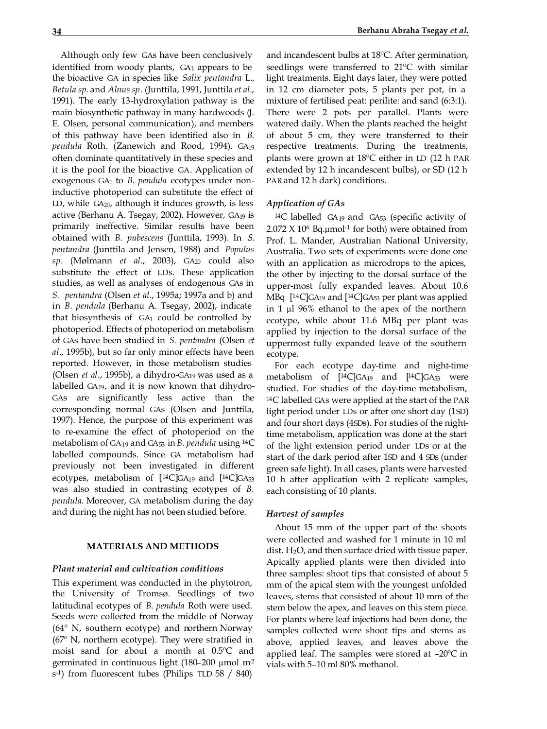Although only few GAs have been conclusively identified from woody plants, $GA_1$ appears to be the bioactive GA in species like *Salix pentandra* L., *Betula sp.* and *Alnus sp*. (Junttila, 1991, Junttila *et al*., 1991). The early 13-hydroxylation pathway is the main biosynthetic pathway in many hardwoods (J. E. Olsen, personal communication), and members of this pathway have been identified also in *B. pendula* Roth. (Zanewich and Rood, 1994). $GA_{19}$ often dominate quantitatively in these species and it is the pool for the bioactive GA. Application of exogenous $GA_1$ to *B. pendula* ecotypes under non-inductive photoperiod can substitute the effect of LD, while $GA_{20}$, although it induces growth, is less active (Berhanu A. Tsegay, 2002). However, $GA_{19}$ is primarily ineffective. Similar results have been obtained with *B. pubescens* (Junttila, 1993). In *S. pentandra* (Junttila and Jensen, 1988) and *Populus sp.* (Mølmann *et al*., 2003), $GA_{20}$ could also substitute the effect of LDs. These application studies, as well as analyses of endogenous GAs in *S. pentandra* (Olsen *et al*., 1995a; 1997a and b) and in *B. pendula* (Berhanu A. Tsegay, 2002), indicate that biosynthesis of $GA_1$ could be controlled by photoperiod. Effects of photoperiod on metabolism of GAs have been studied in *S. pentandra* (Olsen *et al*., 1995b), but so far only minor effects have been reported. However, in those metabolism studies (Olsen *et al*., 1995b), a dihydro-$GA_{19}$ was used as a labelled $GA_{19}$, and it is now known that dihydro-GAs are significantly less active than the corresponding normal GAs (Olsen and Junttila, 1997). Hence, the purpose of this experiment was to re-examine the effect of photoperiod on the metabolism of $GA_{19}$ and $GA_{53}$ in *B. pendula* using $^{14}C$ labelled compounds. Since GA metabolism had previously not been investigated in different ecotypes, metabolism of [$^{14}C$]$GA_{19}$ and [$^{14}C$]$GA_{53}$ was also studied in contrasting ecotypes of *B. pendula*. Moreover, GA metabolism during the day and during the night has not been studied before.

## MATERIALS AND METHODS

### *Plant material and cultivation conditions*

This experiment was conducted in the phytotron, the University of Tromsø. Seedlings of two latitudinal ecotypes of *B. pendula* Roth were used. Seeds were collected from the middle of Norway (64° N, southern ecotype) and northern Norway (67° N, northern ecotype). They were stratified in moist sand for about a month at 0.5°C and germinated in continuous light (180–200 µmol $m^{-2}$ $s^{-1}$) from fluorescent tubes (Philips TLD 58 / 840) and incandescent bulbs at 18°C. After germination, seedlings were transferred to 21°C with similar light treatments. Eight days later, they were potted in 12 cm diameter pots, 5 plants per pot, in a mixture of fertilised peat: perilite: and sand (6:3:1). There were 2 pots per parallel. Plants were watered daily. When the plants reached the height of about 5 cm, they were transferred to their respective treatments. During the treatments, plants were grown at 18°C either in LD (12 h PAR extended by 12 h incandescent bulbs), or SD (12 h PAR and 12 h dark) conditions.

### *Application of GAs*

$^{14}C$ labelled $GA_{19}$ and $GA_{53}$ (specific activity of $2.072 \times 10^6$ Bq.µmol$^{-1}$ for both) were obtained from Prof. L. Mander, Australian National University, Australia. Two sets of experiments were done one with an application as microdrops to the apices, the other by injecting to the dorsal surface of the upper-most fully expanded leaves. About 10.6 MBq [$^{14}C$]$GA_{19}$ and [$^{14}C$]$GA_{53}$ per plant was applied in 1 µl 96% ethanol to the apex of the northern ecotype, while about 11.6 MBq per plant was applied by injection to the dorsal surface of the uppermost fully expanded leave of the southern ecotype.

For each ecotype day-time and night-time metabolism of [$^{14}C$]$GA_{19}$ and [$^{14}C$]$GA_{53}$ were studied. For studies of the day-time metabolism, $^{14}C$ labelled GAs were applied at the start of the PAR light period under LDs or after one short day (1SD) and four short days (4SDs). For studies of the night-time metabolism, application was done at the start of the light extension period under LDs or at the start of the dark period after 1SD and 4 SDs (under green safe light). In all cases, plants were harvested 10 h after application with 2 replicate samples, each consisting of 10 plants.

### *Harvest of samples*

About 15 mm of the upper part of the shoots were collected and washed for 1 minute in 10 ml dist. $H_2O$, and then surface dried with tissue paper. Apically applied plants were then divided into three samples: shoot tips that consisted of about 5 mm of the apical stem with the youngest unfolded leaves, stems that consisted of about 10 mm of the stem below the apex, and leaves on this stem piece. For plants where leaf injections had been done, the samples collected were shoot tips and stems as above, applied leaves, and leaves above the applied leaf. The samples were stored at –20°C in vials with 5–10 ml 80% methanol.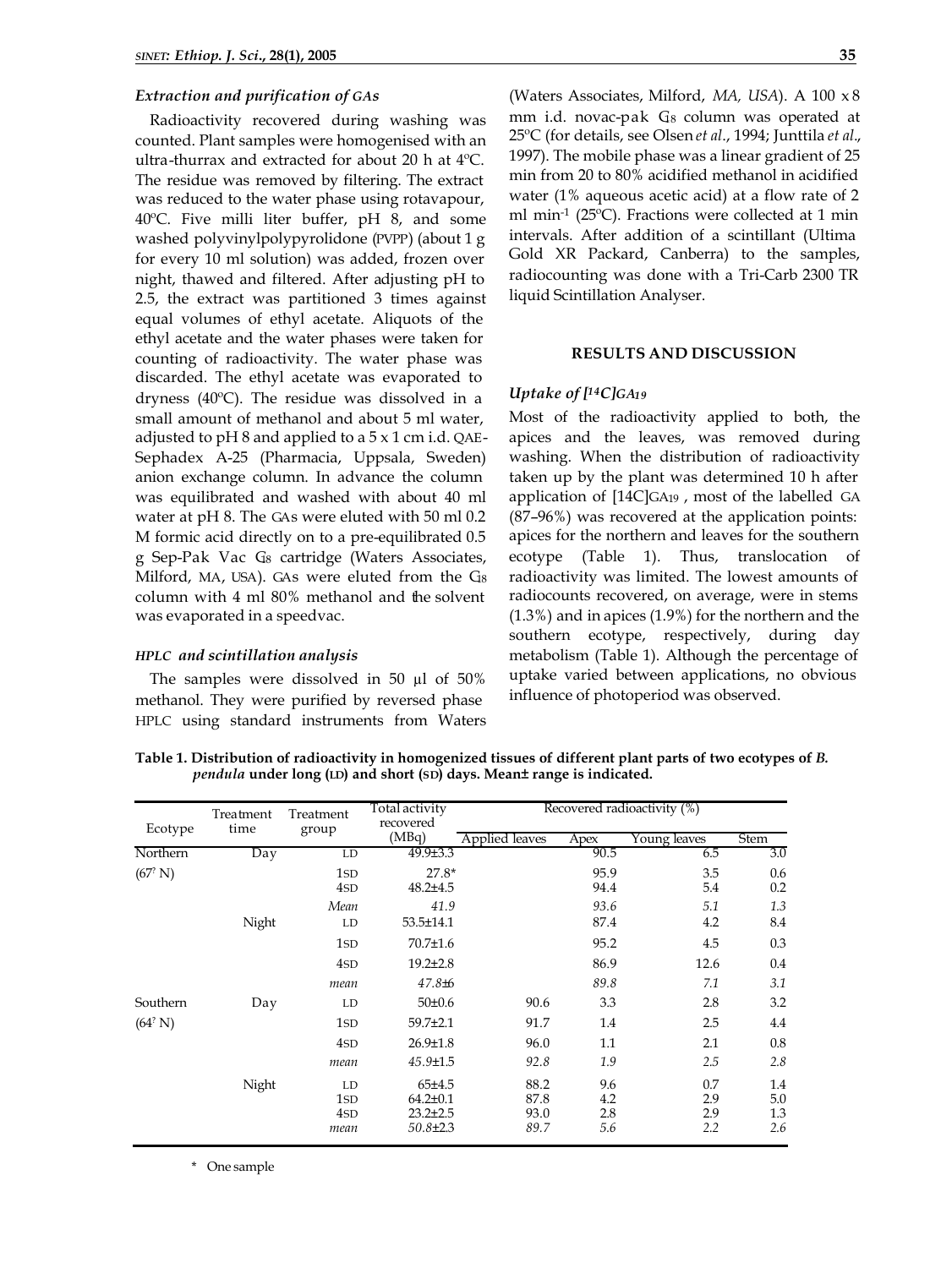### *Extraction and purification of GAs*

Radioactivity recovered during washing was counted. Plant samples were homogenised with an ultra-thurrax and extracted for about 20 h at 4ºC. The residue was removed by filtering. The extract was reduced to the water phase using rotavapour, 40ºC. Five milli liter buffer, pH 8, and some washed polyvinylpolypyrolidone (PVPP) (about 1 g for every 10 ml solution) was added, frozen over night, thawed and filtered. After adjusting pH to 2.5, the extract was partitioned 3 times against equal volumes of ethyl acetate. Aliquots of the ethyl acetate and the water phases were taken for counting of radioactivity. The water phase was discarded. The ethyl acetate was evaporated to dryness (40ºC). The residue was dissolved in a small amount of methanol and about 5 ml water, adjusted to pH 8 and applied to a 5 x 1 cm i.d. QAE-Sephadex A-25 (Pharmacia, Uppsala, Sweden) anion exchange column. In advance the column was equilibrated and washed with about 40 ml water at pH 8. The GAs were eluted with 50 ml 0.2 M formic acid directly on to a pre-equilibrated 0.5 g Sep-Pak Vac $C_8$ cartridge (Waters Associates, Milford, MA, USA). GAs were eluted from the $C_8$ column with 4 ml 80% methanol and the solvent was evaporated in a speedvac.

### *HPLC and scintillation analysis*

The samples were dissolved in 50 µl of 50% methanol. They were purified by reversed phase HPLC using standard instruments from Waters (Waters Associates, Milford, *MA, USA*). A 100 x 8 mm i.d. novac-pak $C_8$ column was operated at 25ºC (for details, see Olsen *et al*., 1994; Junttila *et al*., 1997). The mobile phase was a linear gradient of 25 min from 20 to 80% acidified methanol in acidified water (1% aqueous acetic acid) at a flow rate of 2 ml min$^{-1}$ (25ºC). Fractions were collected at 1 min intervals. After addition of a scintillant (Ultima Gold XR Packard, Canberra) to the samples, radiocounting was done with a Tri-Carb 2300 TR liquid Scintillation Analyser.

## RESULTS AND DISCUSSION

### *Uptake of [$^{14}$C]$GA_{19}$*

Most of the radioactivity applied to both, the apices and the leaves, was removed during washing. When the distribution of radioactivity taken up by the plant was determined 10 h after application of [14C]$GA_{19}$, most of the labelled GA (87–96%) was recovered at the application points: apices for the northern and leaves for the southern ecotype (Table 1). Thus, translocation of radioactivity was limited. The lowest amounts of radiocounts recovered, on average, were in stems (1.3%) and in apices (1.9%) for the northern and the southern ecotype, respectively, during day metabolism (Table 1). Although the percentage of uptake varied between applications, no obvious influence of photoperiod was observed.

**Table 1. Distribution of radioactivity in homogenized tissues of different plant parts of two ecotypes of *B. pendula* under long (LD) and short (SD) days. Mean± range is indicated.**

| Ecotype | Treatment time | Treatment group | Total activity recovered (MBq) | Recovered radioactivity (%) | | | |
|---|---|---|---|---|---|---|---|
| | | | | Applied leaves | Apex | Young leaves | Stem |
| Northern | Day | LD | 49.9±3.3 | | 90.5 | 6.5 | 3.0 |
| (67º N) | | 1SD | 27.8* | | 95.9 | 3.5 | 0.6 |
| | | 4SD | 48.2±4.5 | | 94.4 | 5.4 | 0.2 |
| | | *Mean* | *41.9* | | *93.6* | *5.1* | *1.3* |
| | Night | LD | 53.5±14.1 | | 87.4 | 4.2 | 8.4 |
| | | 1SD | 70.7±1.6 | | 95.2 | 4.5 | 0.3 |
| | | 4SD | 19.2±2.8 | | 86.9 | 12.6 | 0.4 |
| | | *mean* | *47.8±6* | | *89.8* | *7.1* | *3.1* |
| Southern | Day | LD | 50±0.6 | 90.6 | 3.3 | 2.8 | 3.2 |
| (64º N) | | 1SD | 59.7±2.1 | 91.7 | 1.4 | 2.5 | 4.4 |
| | | 4SD | 26.9±1.8 | 96.0 | 1.1 | 2.1 | 0.8 |
| | | *mean* | *45.9±1.5* | *92.8* | *1.9* | *2.5* | *2.8* |
| | Night | LD | 65±4.5 | 88.2 | 9.6 | 0.7 | 1.4 |
| | | 1SD | 64.2±0.1 | 87.8 | 4.2 | 2.9 | 5.0 |
| | | 4SD | 23.2±2.5 | 93.0 | 2.8 | 2.9 | 1.3 |
| | | *mean* | *50.8±2.3* | *89.7* | *5.6* | *2.2* | *2.6* |

\* One sample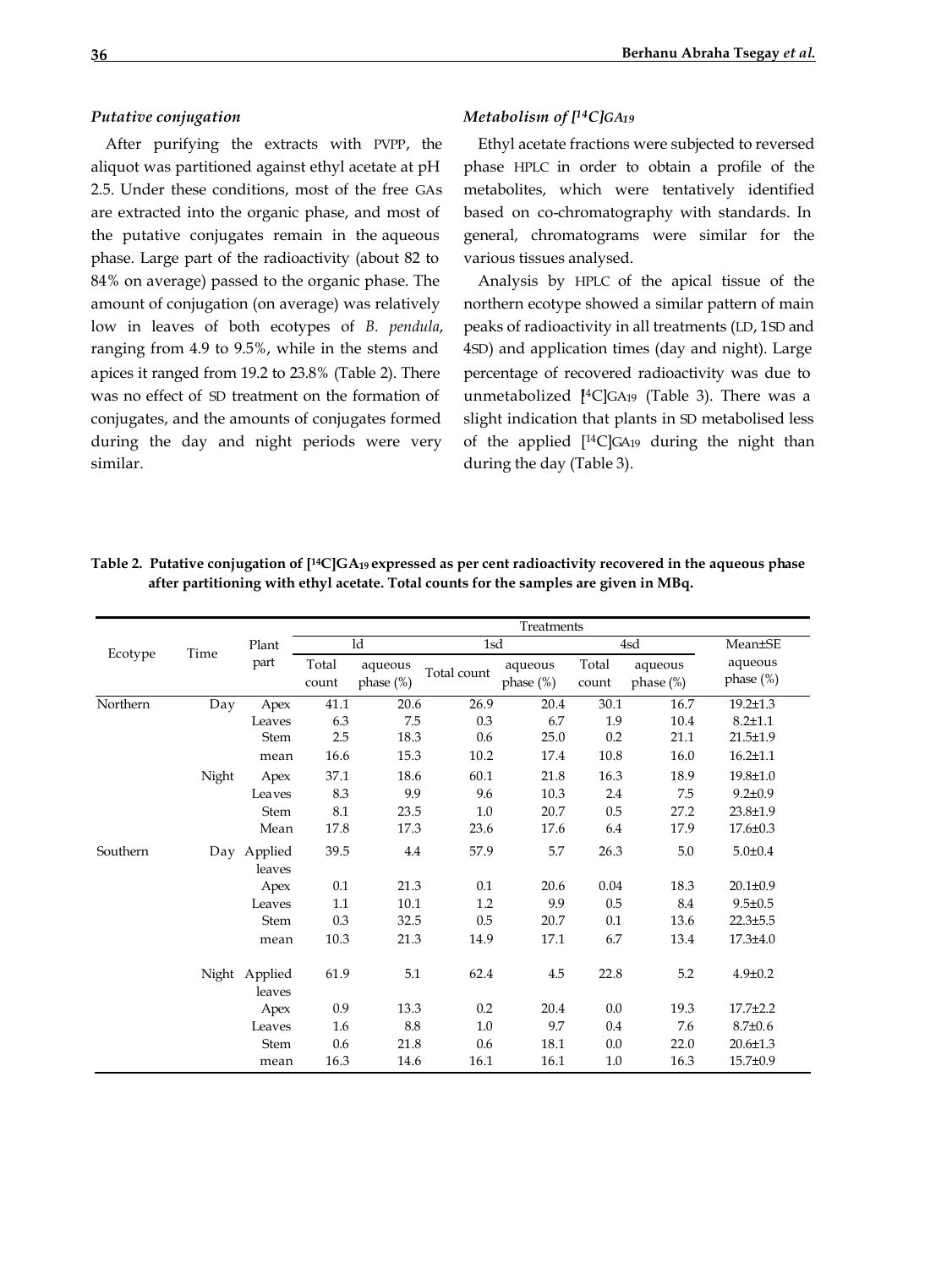### *Putative conjugation*

After purifying the extracts with PVPP, the aliquot was partitioned against ethyl acetate at pH 2.5. Under these conditions, most of the free GAs are extracted into the organic phase, and most of the putative conjugates remain in the aqueous phase. Large part of the radioactivity (about 82 to 84% on average) passed to the organic phase. The amount of conjugation (on average) was relatively low in leaves of both ecotypes of *B. pendula*, ranging from 4.9 to 9.5%, while in the stems and apices it ranged from 19.2 to 23.8% (Table 2). There was no effect of SD treatment on the formation of conjugates, and the amounts of conjugates formed during the day and night periods were very similar.

### *Metabolism of [$^{14}C$]$GA_{19}$*

Ethyl acetate fractions were subjected to reversed phase HPLC in order to obtain a profile of the metabolites, which were tentatively identified based on co-chromatography with standards. In general, chromatograms were similar for the various tissues analysed.

Analysis by HPLC of the apical tissue of the northern ecotype showed a similar pattern of main peaks of radioactivity in all treatments (LD, 1SD and 4SD) and application times (day and night). Large percentage of recovered radioactivity was due to unmetabolized [$^{4}C$]$GA_{19}$ (Table 3). There was a slight indication that plants in SD metabolised less of the applied [$^{14}C$]$GA_{19}$ during the night than during the day (Table 3).

**Table 2. Putative conjugation of [$^{14}C$]$GA_{19}$ expressed as per cent radioactivity recovered in the aqueous phase after partitioning with ethyl acetate. Total counts for the samples are given in MBq.**

| Ecotype | Time | Plant part | Treatments | | | | | | |
|---|---|---|---|---|---|---|---|---|---|
| | | | ld | | 1sd | | 4sd | | Mean±SE |
| | | | Total count | aqueous phase (%) | Total count | aqueous phase (%) | Total count | aqueous phase (%) | aqueous phase (%) |
| Northern | Day | Apex | 41.1 | 20.6 | 26.9 | 20.4 | 30.1 | 16.7 | 19.2±1.3 |
| | | Leaves | 6.3 | 7.5 | 0.3 | 6.7 | 1.9 | 10.4 | 8.2±1.1 |
| | | Stem | 2.5 | 18.3 | 0.6 | 25.0 | 0.2 | 21.1 | 21.5±1.9 |
| | | mean | 16.6 | 15.3 | 10.2 | 17.4 | 10.8 | 16.0 | 16.2±1.1 |
| | Night | Apex | 37.1 | 18.6 | 60.1 | 21.8 | 16.3 | 18.9 | 19.8±1.0 |
| | | Leaves | 8.3 | 9.9 | 9.6 | 10.3 | 2.4 | 7.5 | 9.2±0.9 |
| | | Stem | 8.1 | 23.5 | 1.0 | 20.7 | 0.5 | 27.2 | 23.8±1.9 |
| | | Mean | 17.8 | 17.3 | 23.6 | 17.6 | 6.4 | 17.9 | 17.6±0.3 |
| Southern | Day | Applied leaves | 39.5 | 4.4 | 57.9 | 5.7 | 26.3 | 5.0 | 5.0±0.4 |
| | | Apex | 0.1 | 21.3 | 0.1 | 20.6 | 0.04 | 18.3 | 20.1±0.9 |
| | | Leaves | 1.1 | 10.1 | 1.2 | 9.9 | 0.5 | 8.4 | 9.5±0.5 |
| | | Stem | 0.3 | 32.5 | 0.5 | 20.7 | 0.1 | 13.6 | 22.3±5.5 |
| | | mean | 10.3 | 21.3 | 14.9 | 17.1 | 6.7 | 13.4 | 17.3±4.0 |
| | Night | Applied leaves | 61.9 | 5.1 | 62.4 | 4.5 | 22.8 | 5.2 | 4.9±0.2 |
| | | Apex | 0.9 | 13.3 | 0.2 | 20.4 | 0.0 | 19.3 | 17.7±2.2 |
| | | Leaves | 1.6 | 8.8 | 1.0 | 9.7 | 0.4 | 7.6 | 8.7±0.6 |
| | | Stem | 0.6 | 21.8 | 0.6 | 18.1 | 0.0 | 22.0 | 20.6±1.3 |
| | | mean | 16.3 | 14.6 | 16.1 | 16.1 | 1.0 | 16.3 | 15.7±0.9 |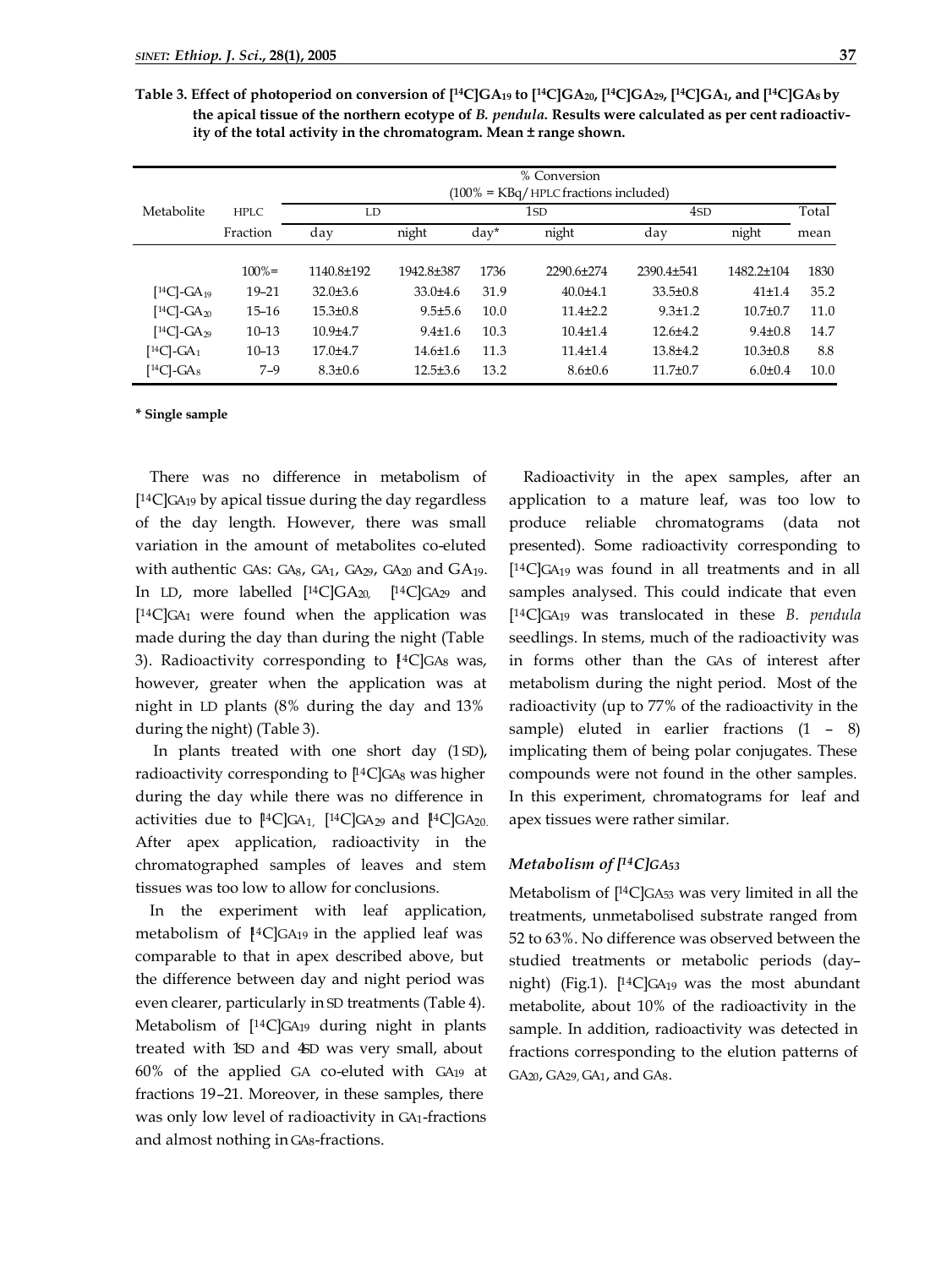**Table 3. Effect of photoperiod on conversion of [$^{14}$C]GA$_{19}$ to [$^{14}$C]GA$_{20}$, [$^{14}$C]GA$_{29}$, [$^{14}$C]GA$_{1}$, and [$^{14}$C]GA$_{8}$ by the apical tissue of the northern ecotype of *B. pendula*. Results were calculated as per cent radioactivity of the total activity in the chromatogram. Mean ± range shown.**

| Metabolite | HPLC Fraction | % Conversion (100% = KBq/ HPLC fractions included) | | | | | | |
|---|---|---|---|---|---|---|---|---|
| | | LD | | 1SD | | 4SD | | Total |
| | | day | night | day* | night | day | night | mean |
| | 100%= | 1140.8±192 | 1942.8±387 | 1736 | 2290.6±274 | 2390.4±541 | 1482.2±104 | 1830 |
| [$^{14}$C]-GA$_{19}$ | 19–21 | 32.0±3.6 | 33.0±4.6 | 31.9 | 40.0±4.1 | 33.5±0.8 | 41±1.4 | 35.2 |
| [$^{14}$C]-GA$_{20}$ | 15–16 | 15.3±0.8 | 9.5±5.6 | 10.0 | 11.4±2.2 | 9.3±1.2 | 10.7±0.7 | 11.0 |
| [$^{14}$C]-GA$_{29}$ | 10–13 | 10.9±4.7 | 9.4±1.6 | 10.3 | 10.4±1.4 | 12.6±4.2 | 9.4±0.8 | 14.7 |
| [$^{14}$C]-GA$_{1}$ | 10–13 | 17.0±4.7 | 14.6±1.6 | 11.3 | 11.4±1.4 | 13.8±4.2 | 10.3±0.8 | 8.8 |
| [$^{14}$C]-GA$_{8}$ | 7–9 | 8.3±0.6 | 12.5±3.6 | 13.2 | 8.6±0.6 | 11.7±0.7 | 6.0±0.4 | 10.0 |

**\* Single sample**

There was no difference in metabolism of [$^{14}$C]GA$_{19}$ by apical tissue during the day regardless of the day length. However, there was small variation in the amount of metabolites co-eluted with authentic GAs: GA$_8$, GA$_1$, GA$_{29}$, GA$_{20}$ and GA$_{19}$. In LD, more labelled [$^{14}$C]GA$_{20}$, [$^{14}$C]GA$_{29}$ and [$^{14}$C]GA$_1$ were found when the application was made during the day than during the night (Table 3). Radioactivity corresponding to [$^{14}$C]GA$_8$ was, however, greater when the application was at night in LD plants (8% during the day and 13% during the night) (Table 3).

In plants treated with one short day (1SD), radioactivity corresponding to [$^{14}$C]GA$_8$ was higher during the day while there was no difference in activities due to [$^{14}$C]GA$_1$, [$^{14}$C]GA$_{29}$ and [$^{14}$C]GA$_{20}$. After apex application, radioactivity in the chromatographed samples of leaves and stem tissues was too low to allow for conclusions.

In the experiment with leaf application, metabolism of [$^{14}$C]GA$_{19}$ in the applied leaf was comparable to that in apex described above, but the difference between day and night period was even clearer, particularly in SD treatments (Table 4). Metabolism of [$^{14}$C]GA$_{19}$ during night in plants treated with 1SD and 4SD was very small, about 60% of the applied GA co-eluted with GA$_{19}$ at fractions 19–21. Moreover, in these samples, there was only low level of radioactivity in GA$_1$-fractions and almost nothing in GA$_8$-fractions.

Radioactivity in the apex samples, after an application to a mature leaf, was too low to produce reliable chromatograms (data not presented). Some radioactivity corresponding to [$^{14}$C]GA$_{19}$ was found in all treatments and in all samples analysed. This could indicate that even [$^{14}$C]GA$_{19}$ was translocated in these *B. pendula* seedlings. In stems, much of the radioactivity was in forms other than the GAs of interest after metabolism during the night period. Most of the radioactivity (up to 77% of the radioactivity in the sample) eluted in earlier fractions (1 – 8) implicating them of being polar conjugates. These compounds were not found in the other samples. In this experiment, chromatograms for leaf and apex tissues were rather similar.

### *Metabolism of [$^{14}$C]GA$_{53}$*

Metabolism of [$^{14}$C]GA$_{53}$ was very limited in all the treatments, unmetabolised substrate ranged from 52 to 63%. No difference was observed between the studied treatments or metabolic periods (day–night) (Fig.1). [$^{14}$C]GA$_{19}$ was the most abundant metabolite, about 10% of the radioactivity in the sample. In addition, radioactivity was detected in fractions corresponding to the elution patterns of GA$_{20}$, GA$_{29}$, GA$_1$, and GA$_8$.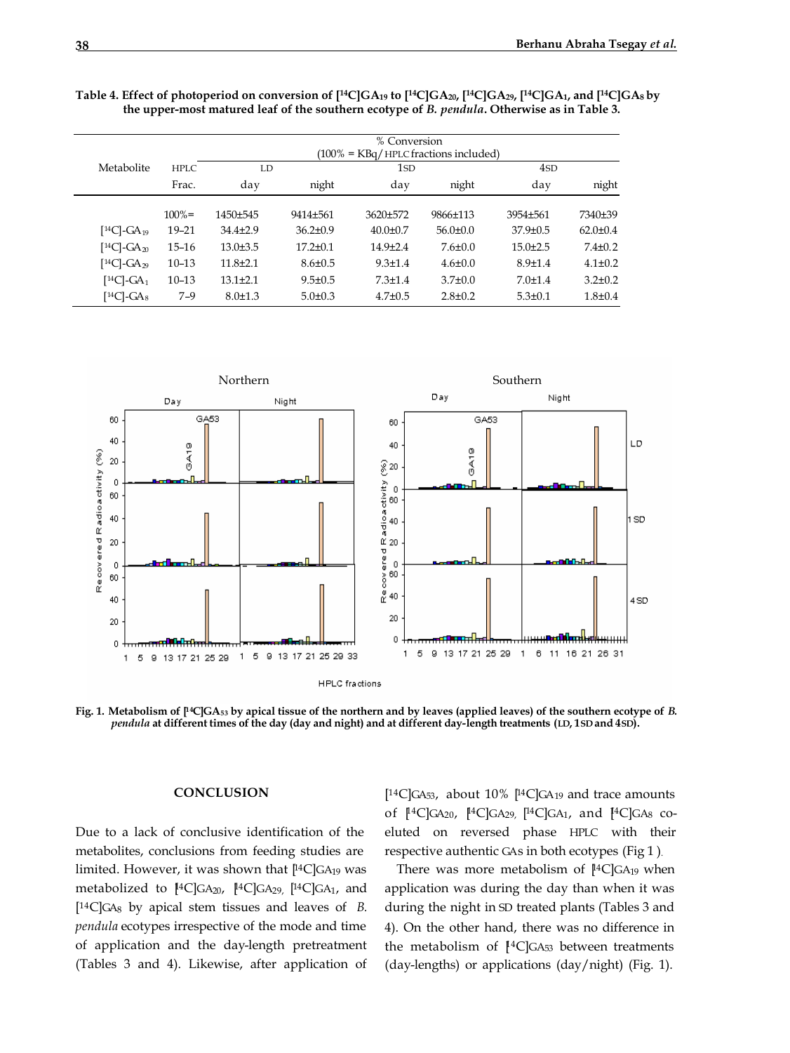**Table 4. Effect of photoperiod on conversion of [$^{14}$C]GA$_{19}$ to [$^{14}$C]GA$_{20}$, [$^{14}$C]GA$_{29}$, [$^{14}$C]GA$_{1}$, and [$^{14}$C]GA$_{8}$ by the upper-most matured leaf of the southern ecotype of *B. pendula*. Otherwise as in Table 3.**

| Metabolite | HPLC | % Conversion (100% = KBq/ HPLC fractions included) | | | | | |
|---|---|---|---|---|---|---|---|
| | | LD | | 1SD | | 4SD | |
| | Frac. | day | night | day | night | day | night |
| | 100%= | 1450±545 | 9414±561 | 3620±572 | 9866±113 | 3954±561 | 7340±39 |
| [$^{14}$C]-GA$_{19}$ | 19–21 | 34.4±2.9 | 36.2±0.9 | 40.0±0.7 | 56.0±0.0 | 37.9±0.5 | 62.0±0.4 |
| [$^{14}$C]-GA$_{20}$ | 15–16 | 13.0±3.5 | 17.2±0.1 | 14.9±2.4 | 7.6±0.0 | 15.0±2.5 | 7.4±0.2 |
| [$^{14}$C]-GA$_{29}$ | 10–13 | 11.8±2.1 | 8.6±0.5 | 9.3±1.4 | 4.6±0.0 | 8.9±1.4 | 4.1±0.2 |
| [$^{14}$C]-GA$_{1}$ | 10–13 | 13.1±2.1 | 9.5±0.5 | 7.3±1.4 | 3.7±0.0 | 7.0±1.4 | 3.2±0.2 |
| [$^{14}$C]-GA$_{8}$ | 7–9 | 8.0±1.3 | 5.0±0.3 | 4.7±0.5 | 2.8±0.2 | 5.3±0.1 | 1.8±0.4 |

Northern
Southern
Day
Night
GA53
GA19
LD
1 SD
4 SD
Recovered Radioactivity (%)
60
40
20
0
1 5 9 13 17 21 25 29
1 5 9 13 17 21 25 29 33
1 6 11 16 21 26 31
HPLC fractions

**Fig. 1. Metabolism of [$^{14}$C]GA$_{53}$ by apical tissue of the northern and by leaves (applied leaves) of the southern ecotype of *B. pendula* at different times of the day (day and night) and at different day-length treatments (LD, 1SD and 4SD).**

## CONCLUSION

Due to a lack of conclusive identification of the metabolites, conclusions from feeding studies are limited. However, it was shown that [$^{14}$C]GA$_{19}$ was metabolized to [$^{14}$C]GA$_{20}$, [$^{14}$C]GA$_{29}$, [$^{14}$C]GA$_{1}$, and [$^{14}$C]GA$_{8}$ by apical stem tissues and leaves of *B. pendula* ecotypes irrespective of the mode and time of application and the day-length pretreatment (Tables 3 and 4). Likewise, after application of [$^{14}$C]GA$_{53}$, about 10% [$^{14}$C]GA$_{19}$ and trace amounts of [$^{14}$C]GA$_{20}$, [$^{14}$C]GA$_{29}$, [$^{14}$C]GA$_{1}$, and [$^{14}$C]GA$_{8}$ co-eluted on reversed phase HPLC with their respective authentic GAs in both ecotypes (Fig 1).

There was more metabolism of [$^{14}$C]GA$_{19}$ when application was during the day than when it was during the night in SD treated plants (Tables 3 and 4). On the other hand, there was no difference in the metabolism of [$^{14}$C]GA$_{53}$ between treatments (day-lengths) or applications (day/night) (Fig. 1).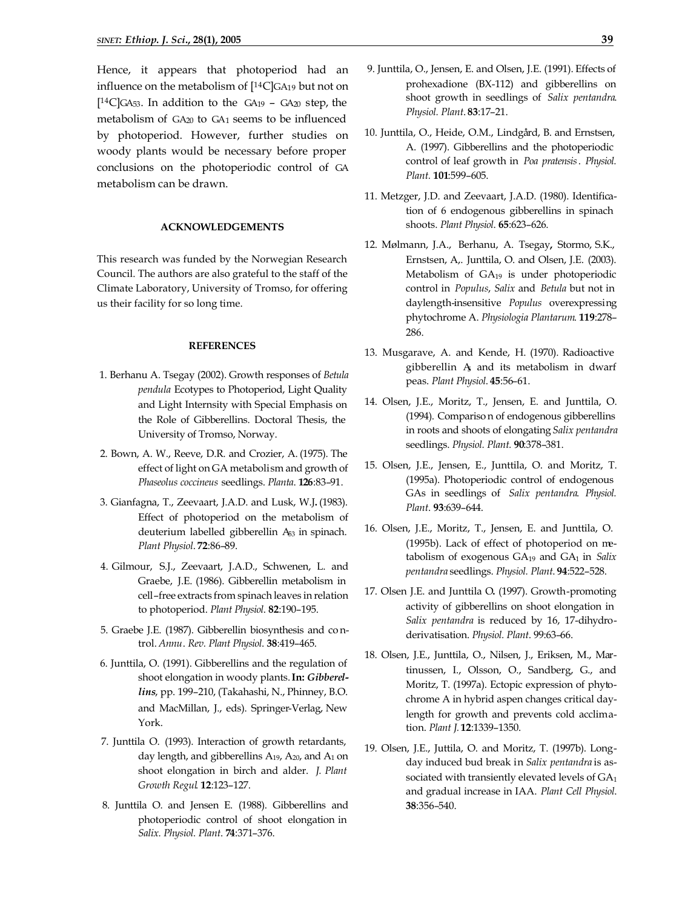Hence, it appears that photoperiod had an influence on the metabolism of [$^{14}$C]$GA_{19}$ but not on [$^{14}$C]$GA_{53}$. In addition to the $GA_{19}$ – $GA_{20}$ step, the metabolism of $GA_{20}$ to $GA_1$ seems to be influenced by photoperiod. However, further studies on woody plants would be necessary before proper conclusions on the photoperiodic control of GA metabolism can be drawn.

## ACKNOWLEDGEMENTS

This research was funded by the Norwegian Research Council. The authors are also grateful to the staff of the Climate Laboratory, University of Tromso, for offering us their facility for so long time.

## REFERENCES

1. Berhanu A. Tsegay (2002). Growth responses of *Betula pendula* Ecotypes to Photoperiod, Light Quality and Light Internsity with Special Emphasis on the Role of Gibberellins. Doctoral Thesis, the University of Tromso, Norway.
2. Bown, A. W., Reeve, D.R. and Crozier, A. (1975). The effect of light on GA metabolism and growth of *Phaseolus coccineus* seedlings. *Planta.* **126**:83–91.
3. Gianfagna, T., Zeevaart, J.A.D. and Lusk, W.J**.** (1983). Effect of photoperiod on the metabolism of deuterium labelled gibberellin $A_{53}$ in spinach. *Plant Physiol*. **72**:86–89.
4. Gilmour, S.J., Zeevaart, J.A.D., Schwenen, L. and Graebe, J.E. (1986). Gibberellin metabolism in cell–free extracts from spinach leaves in relation to photoperiod. *Plant Physiol*. **82**:190–195.
5. Graebe J.E. (1987). Gibberellin biosynthesis and control. *Annu. Rev. Plant Physiol.* **38**:419–465.
6. Junttila, O. (1991). Gibberellins and the regulation of shoot elongation in woody plants. **In:** ***Gibberellins***, pp. 199–210, (Takahashi, N., Phinney, B.O. and MacMillan, J., eds). Springer-Verlag, New York.
7. Junttila O. (1993). Interaction of growth retardants, day length, and gibberellins $A_{19}$, $A_{20}$, and $A_1$ on shoot elongation in birch and alder. *J. Plant Growth Regul.* **12**:123–127.
8. Junttila O. and Jensen E. (1988). Gibberellins and photoperiodic control of shoot elongation in *Salix. Physiol. Plant*. **74**:371–376.
9. Junttila, O., Jensen, E. and Olsen, J.E. (1991). Effects of prohexadione (BX-112) and gibberellins on shoot growth in seedlings of *Salix pentandra*. *Physiol. Plant*. **83**:17–21.
10. Junttila, O., Heide, O.M., Lindgård, B. and Ernstsen, A. (1997). Gibberellins and the photoperiodic control of leaf growth in *Poa pratensis*. *Physiol. Plant.* **101**:599–605.
11. Metzger, J.D. and Zeevaart, J.A.D. (1980). Identification of 6 endogenous gibberellins in spinach shoots. *Plant Physiol*. **65**:623–626.
12. Mølmann, J.A., Berhanu, A. Tsegay**,** Stormo, S.K., Ernstsen, A,. Junttila, O. and Olsen, J.E. (2003). Metabolism of $GA_{19}$ is under photoperiodic control in *Populus*, *Salix* and *Betula* but not in daylength-insensitive *Populus* overexpressing phytochrome A. *Physiologia Plantarum*. **119**:278–286.
13. Musgarave, A. and Kende, H. (1970). Radioactive gibberellin $A_5$ and its metabolism in dwarf peas. *Plant Physiol*. **45**:56–61.
14. Olsen, J.E., Moritz, T., Jensen, E. and Junttila, O. (1994). Comparison of endogenous gibberellins in roots and shoots of elongating *Salix pentandra* seedlings. *Physiol. Plant.* **90**:378–381.
15. Olsen, J.E., Jensen, E., Junttila, O. and Moritz, T. (1995a). Photoperiodic control of endogenous GAs in seedlings of *Salix pentandra*. *Physiol. Plant*. **93**:639–644.
16. Olsen, J.E., Moritz, T., Jensen, E. and Junttila, O. (1995b). Lack of effect of photoperiod on metabolism of exogenous $GA_{19}$ and $GA_1$ in *Salix pentandra* seedlings. *Physiol. Plant.* **94**:522–528.
17. Olsen J.E. and Junttila O**.** (1997). Growth-promoting activity of gibberellins on shoot elongation in *Salix pentandra* is reduced by 16, 17-dihydroderivatisation. *Physiol. Plant*. 99:63–66.
18. Olsen, J.E., Junttila, O., Nilsen, J., Eriksen, M., Martinussen, I., Olsson, O., Sandberg, G., and Moritz, T. (1997a). Ectopic expression of phytochrome A in hybrid aspen changes critical daylength for growth and prevents cold acclimation. *Plant J.* **12**:1339–1350.
19. Olsen, J.E., Juttila, O. and Moritz, T. (1997b). Long-day induced bud break in *Salix pentandra* is associated with transiently elevated levels of $GA_1$ and gradual increase in IAA. *Plant Cell Physiol.* **38**:356–540.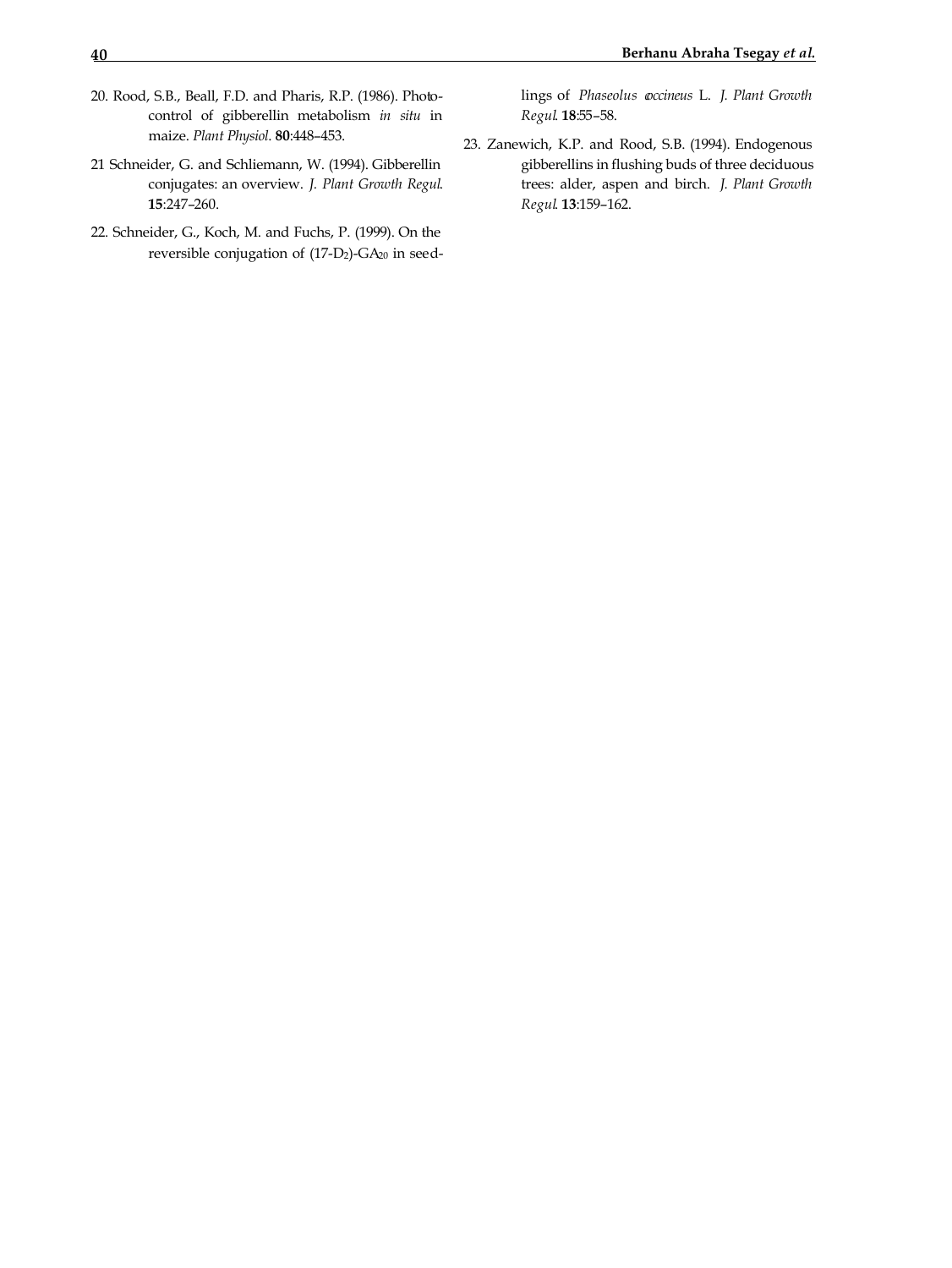20. Rood, S.B., Beall, F.D. and Pharis, R.P. (1986). Photocontrol of gibberellin metabolism *in situ* in maize. *Plant Physiol*. **80**:448–453.

21 Schneider, G. and Schliemann, W. (1994). Gibberellin conjugates: an overview. *J. Plant Growth Regul*. **15**:247–260.

22. Schneider, G., Koch, M. and Fuchs, P. (1999). On the reversible conjugation of (17-$D_2$)-$GA_{20}$ in seedlings of *Phaseolus coccineus* L. *J. Plant Growth Regul*. **18**:55–58.

23. Zanewich, K.P. and Rood, S.B. (1994). Endogenous gibberellins in flushing buds of three deciduous trees: alder, aspen and birch. *J. Plant Growth Regul*. **13**:159–162.